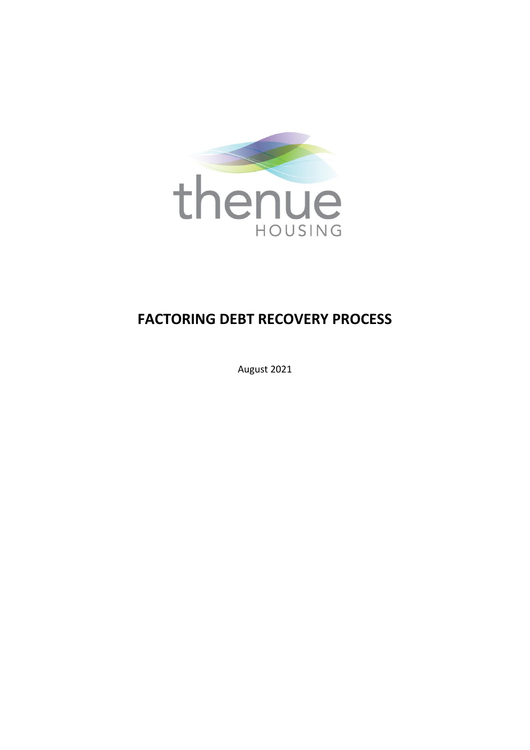thenue
HOUSING

# FACTORING DEBT RECOVERY PROCESS

August 2021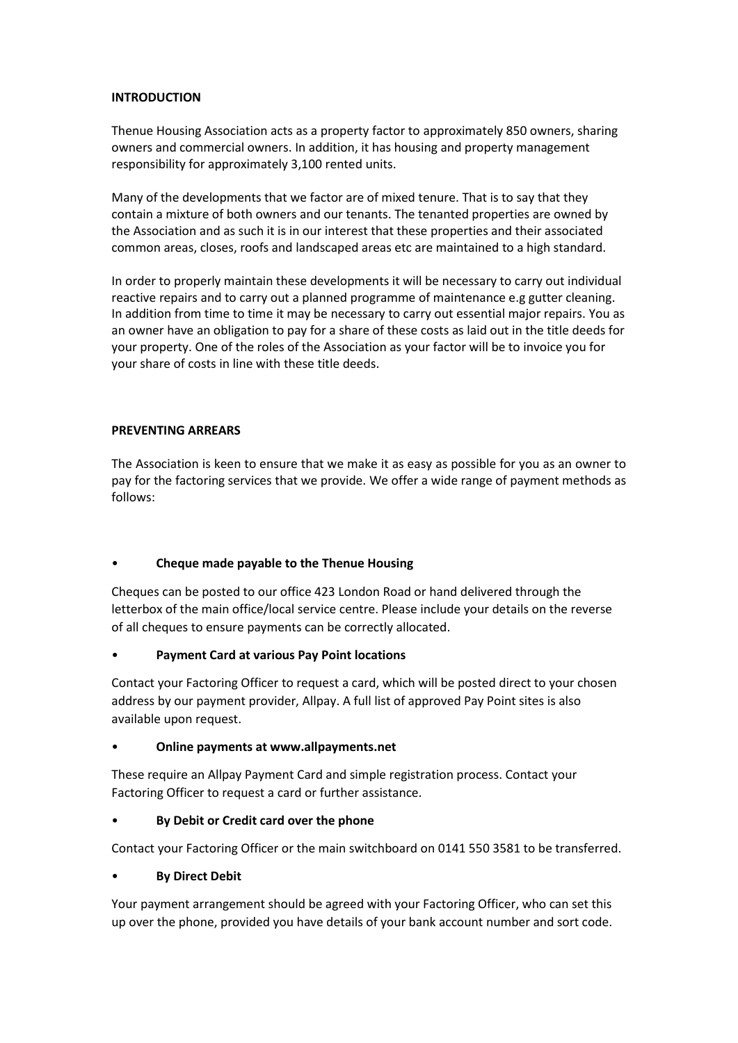**INTRODUCTION**

Thenue Housing Association acts as a property factor to approximately 850 owners, sharing owners and commercial owners. In addition, it has housing and property management responsibility for approximately 3,100 rented units.

Many of the developments that we factor are of mixed tenure. That is to say that they contain a mixture of both owners and our tenants. The tenanted properties are owned by the Association and as such it is in our interest that these properties and their associated common areas, closes, roofs and landscaped areas etc are maintained to a high standard.

In order to properly maintain these developments it will be necessary to carry out individual reactive repairs and to carry out a planned programme of maintenance e.g gutter cleaning. In addition from time to time it may be necessary to carry out essential major repairs. You as an owner have an obligation to pay for a share of these costs as laid out in the title deeds for your property. One of the roles of the Association as your factor will be to invoice you for your share of costs in line with these title deeds.

**PREVENTING ARREARS**

The Association is keen to ensure that we make it as easy as possible for you as an owner to pay for the factoring services that we provide. We offer a wide range of payment methods as follows:

- **Cheque made payable to the Thenue Housing**

Cheques can be posted to our office 423 London Road or hand delivered through the letterbox of the main office/local service centre. Please include your details on the reverse of all cheques to ensure payments can be correctly allocated.

- **Payment Card at various Pay Point locations**

Contact your Factoring Officer to request a card, which will be posted direct to your chosen address by our payment provider, Allpay. A full list of approved Pay Point sites is also available upon request.

- **Online payments at www.allpayments.net**

These require an Allpay Payment Card and simple registration process. Contact your Factoring Officer to request a card or further assistance.

- **By Debit or Credit card over the phone**

Contact your Factoring Officer or the main switchboard on 0141 550 3581 to be transferred.

- **By Direct Debit**

Your payment arrangement should be agreed with your Factoring Officer, who can set this up over the phone, provided you have details of your bank account number and sort code.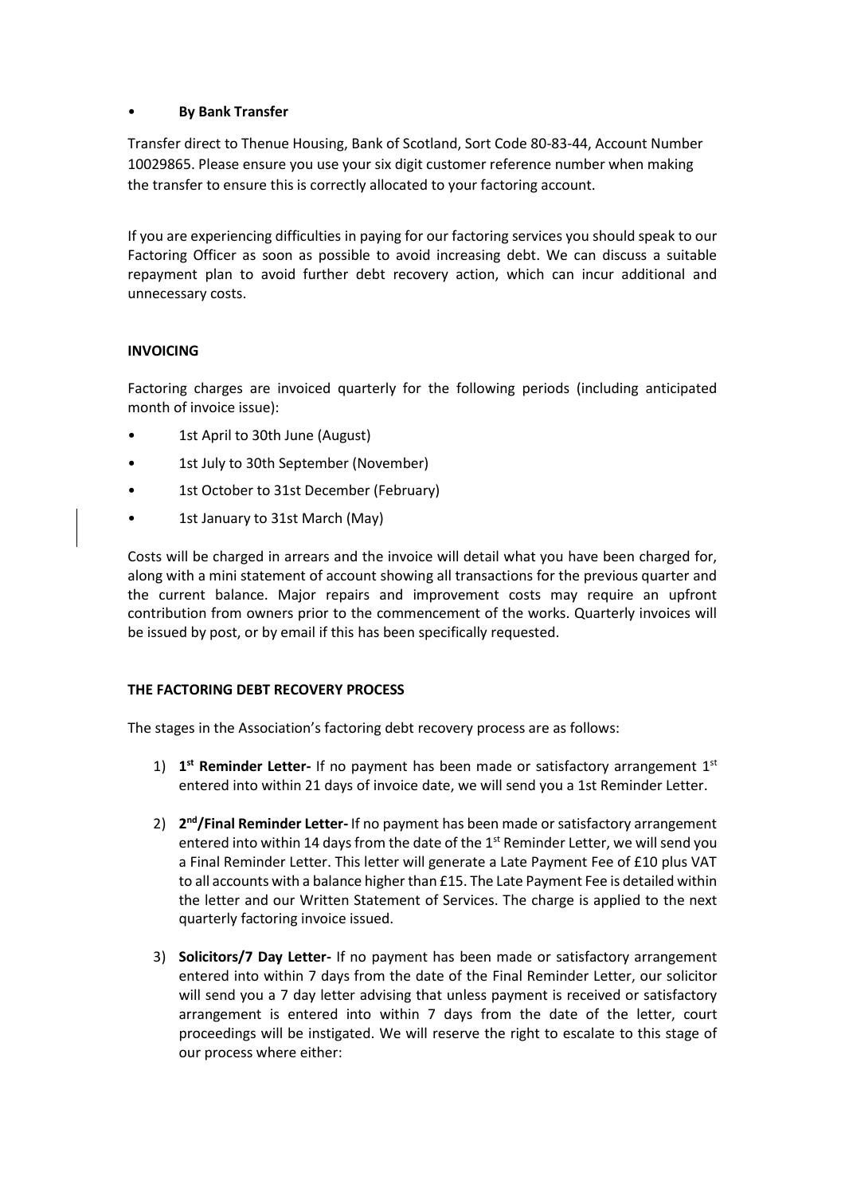- **By Bank Transfer**

Transfer direct to Thenue Housing, Bank of Scotland, Sort Code 80-83-44, Account Number 10029865. Please ensure you use your six digit customer reference number when making the transfer to ensure this is correctly allocated to your factoring account.

If you are experiencing difficulties in paying for our factoring services you should speak to our Factoring Officer as soon as possible to avoid increasing debt. We can discuss a suitable repayment plan to avoid further debt recovery action, which can incur additional and unnecessary costs.

**INVOICING**

Factoring charges are invoiced quarterly for the following periods (including anticipated month of invoice issue):

- 1st April to 30th June (August)
- 1st July to 30th September (November)
- 1st October to 31st December (February)
- 1st January to 31st March (May)

Costs will be charged in arrears and the invoice will detail what you have been charged for, along with a mini statement of account showing all transactions for the previous quarter and the current balance. Major repairs and improvement costs may require an upfront contribution from owners prior to the commencement of the works. Quarterly invoices will be issued by post, or by email if this has been specifically requested.

**THE FACTORING DEBT RECOVERY PROCESS**

The stages in the Association's factoring debt recovery process are as follows:

1) **1st Reminder Letter-** If no payment has been made or satisfactory arrangement 1st entered into within 21 days of invoice date, we will send you a 1st Reminder Letter.

2) **2nd/Final Reminder Letter-** If no payment has been made or satisfactory arrangement entered into within 14 days from the date of the 1st Reminder Letter, we will send you a Final Reminder Letter. This letter will generate a Late Payment Fee of £10 plus VAT to all accounts with a balance higher than £15. The Late Payment Fee is detailed within the letter and our Written Statement of Services. The charge is applied to the next quarterly factoring invoice issued.

3) **Solicitors/7 Day Letter-** If no payment has been made or satisfactory arrangement entered into within 7 days from the date of the Final Reminder Letter, our solicitor will send you a 7 day letter advising that unless payment is received or satisfactory arrangement is entered into within 7 days from the date of the letter, court proceedings will be instigated. We will reserve the right to escalate to this stage of our process where either: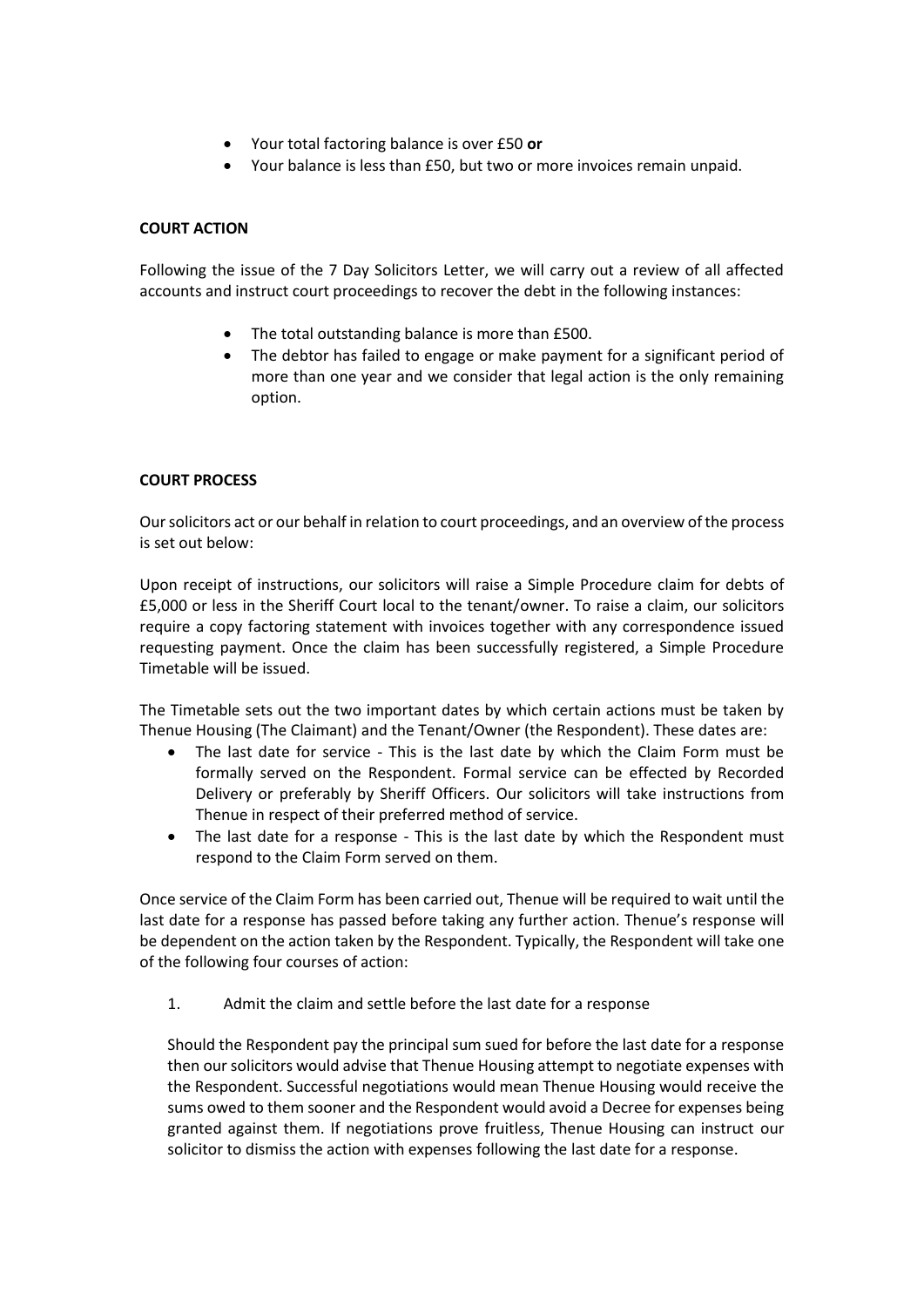- Your total factoring balance is over £50 **or**
- Your balance is less than £50, but two or more invoices remain unpaid.

**COURT ACTION**

Following the issue of the 7 Day Solicitors Letter, we will carry out a review of all affected accounts and instruct court proceedings to recover the debt in the following instances:

- The total outstanding balance is more than £500.
- The debtor has failed to engage or make payment for a significant period of more than one year and we consider that legal action is the only remaining option.

**COURT PROCESS**

Our solicitors act or our behalf in relation to court proceedings, and an overview of the process is set out below:

Upon receipt of instructions, our solicitors will raise a Simple Procedure claim for debts of £5,000 or less in the Sheriff Court local to the tenant/owner. To raise a claim, our solicitors require a copy factoring statement with invoices together with any correspondence issued requesting payment. Once the claim has been successfully registered, a Simple Procedure Timetable will be issued.

The Timetable sets out the two important dates by which certain actions must be taken by Thenue Housing (The Claimant) and the Tenant/Owner (the Respondent). These dates are:

- The last date for service - This is the last date by which the Claim Form must be formally served on the Respondent. Formal service can be effected by Recorded Delivery or preferably by Sheriff Officers. Our solicitors will take instructions from Thenue in respect of their preferred method of service.
- The last date for a response - This is the last date by which the Respondent must respond to the Claim Form served on them.

Once service of the Claim Form has been carried out, Thenue will be required to wait until the last date for a response has passed before taking any further action. Thenue's response will be dependent on the action taken by the Respondent. Typically, the Respondent will take one of the following four courses of action:

1. Admit the claim and settle before the last date for a response

   Should the Respondent pay the principal sum sued for before the last date for a response then our solicitors would advise that Thenue Housing attempt to negotiate expenses with the Respondent. Successful negotiations would mean Thenue Housing would receive the sums owed to them sooner and the Respondent would avoid a Decree for expenses being granted against them. If negotiations prove fruitless, Thenue Housing can instruct our solicitor to dismiss the action with expenses following the last date for a response.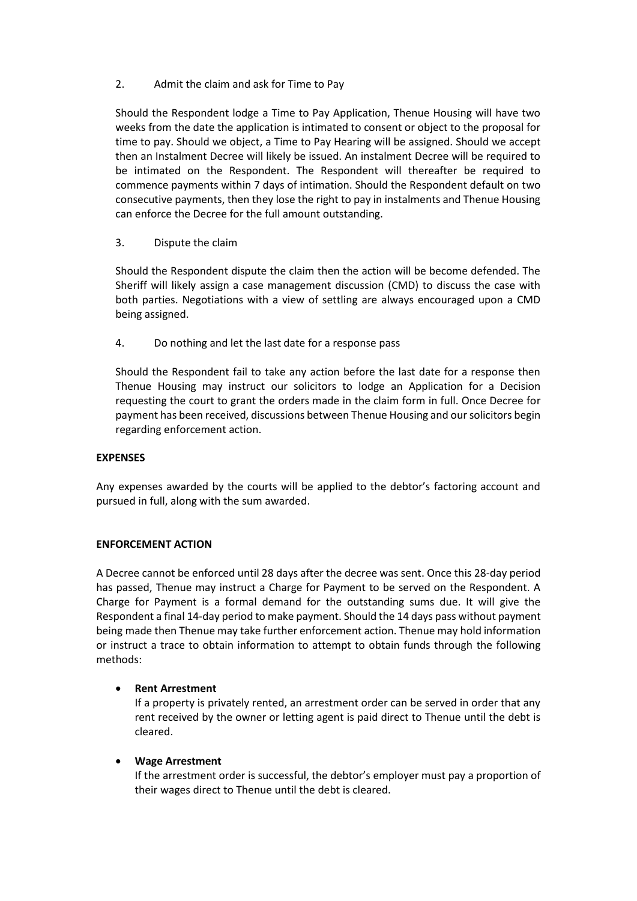2. Admit the claim and ask for Time to Pay

Should the Respondent lodge a Time to Pay Application, Thenue Housing will have two weeks from the date the application is intimated to consent or object to the proposal for time to pay. Should we object, a Time to Pay Hearing will be assigned. Should we accept then an Instalment Decree will likely be issued. An instalment Decree will be required to be intimated on the Respondent. The Respondent will thereafter be required to commence payments within 7 days of intimation. Should the Respondent default on two consecutive payments, then they lose the right to pay in instalments and Thenue Housing can enforce the Decree for the full amount outstanding.

3. Dispute the claim

Should the Respondent dispute the claim then the action will be become defended. The Sheriff will likely assign a case management discussion (CMD) to discuss the case with both parties. Negotiations with a view of settling are always encouraged upon a CMD being assigned.

4. Do nothing and let the last date for a response pass

Should the Respondent fail to take any action before the last date for a response then Thenue Housing may instruct our solicitors to lodge an Application for a Decision requesting the court to grant the orders made in the claim form in full. Once Decree for payment has been received, discussions between Thenue Housing and our solicitors begin regarding enforcement action.

**EXPENSES**

Any expenses awarded by the courts will be applied to the debtor's factoring account and pursued in full, along with the sum awarded.

**ENFORCEMENT ACTION**

A Decree cannot be enforced until 28 days after the decree was sent. Once this 28-day period has passed, Thenue may instruct a Charge for Payment to be served on the Respondent. A Charge for Payment is a formal demand for the outstanding sums due. It will give the Respondent a final 14-day period to make payment. Should the 14 days pass without payment being made then Thenue may take further enforcement action. Thenue may hold information or instruct a trace to obtain information to attempt to obtain funds through the following methods:

- **Rent Arrestment**
  If a property is privately rented, an arrestment order can be served in order that any rent received by the owner or letting agent is paid direct to Thenue until the debt is cleared.

- **Wage Arrestment**
  If the arrestment order is successful, the debtor's employer must pay a proportion of their wages direct to Thenue until the debt is cleared.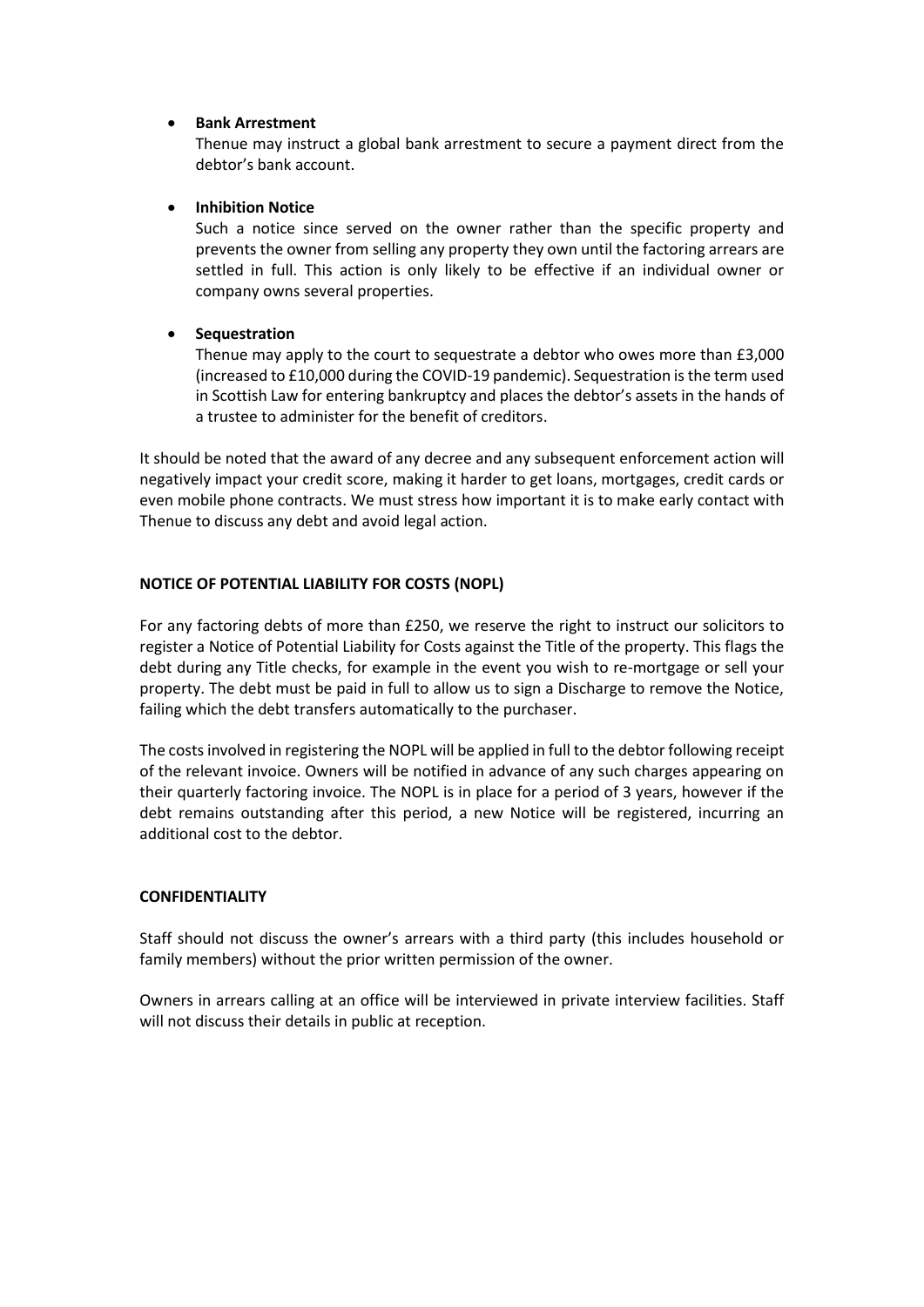- **Bank Arrestment**

  Thenue may instruct a global bank arrestment to secure a payment direct from the debtor's bank account.

- **Inhibition Notice**

  Such a notice since served on the owner rather than the specific property and prevents the owner from selling any property they own until the factoring arrears are settled in full. This action is only likely to be effective if an individual owner or company owns several properties.

- **Sequestration**

  Thenue may apply to the court to sequestrate a debtor who owes more than £3,000 (increased to £10,000 during the COVID-19 pandemic). Sequestration is the term used in Scottish Law for entering bankruptcy and places the debtor's assets in the hands of a trustee to administer for the benefit of creditors.

It should be noted that the award of any decree and any subsequent enforcement action will negatively impact your credit score, making it harder to get loans, mortgages, credit cards or even mobile phone contracts. We must stress how important it is to make early contact with Thenue to discuss any debt and avoid legal action.

**NOTICE OF POTENTIAL LIABILITY FOR COSTS (NOPL)**

For any factoring debts of more than £250, we reserve the right to instruct our solicitors to register a Notice of Potential Liability for Costs against the Title of the property. This flags the debt during any Title checks, for example in the event you wish to re-mortgage or sell your property. The debt must be paid in full to allow us to sign a Discharge to remove the Notice, failing which the debt transfers automatically to the purchaser.

The costs involved in registering the NOPL will be applied in full to the debtor following receipt of the relevant invoice. Owners will be notified in advance of any such charges appearing on their quarterly factoring invoice. The NOPL is in place for a period of 3 years, however if the debt remains outstanding after this period, a new Notice will be registered, incurring an additional cost to the debtor.

**CONFIDENTIALITY**

Staff should not discuss the owner's arrears with a third party (this includes household or family members) without the prior written permission of the owner.

Owners in arrears calling at an office will be interviewed in private interview facilities. Staff will not discuss their details in public at reception.